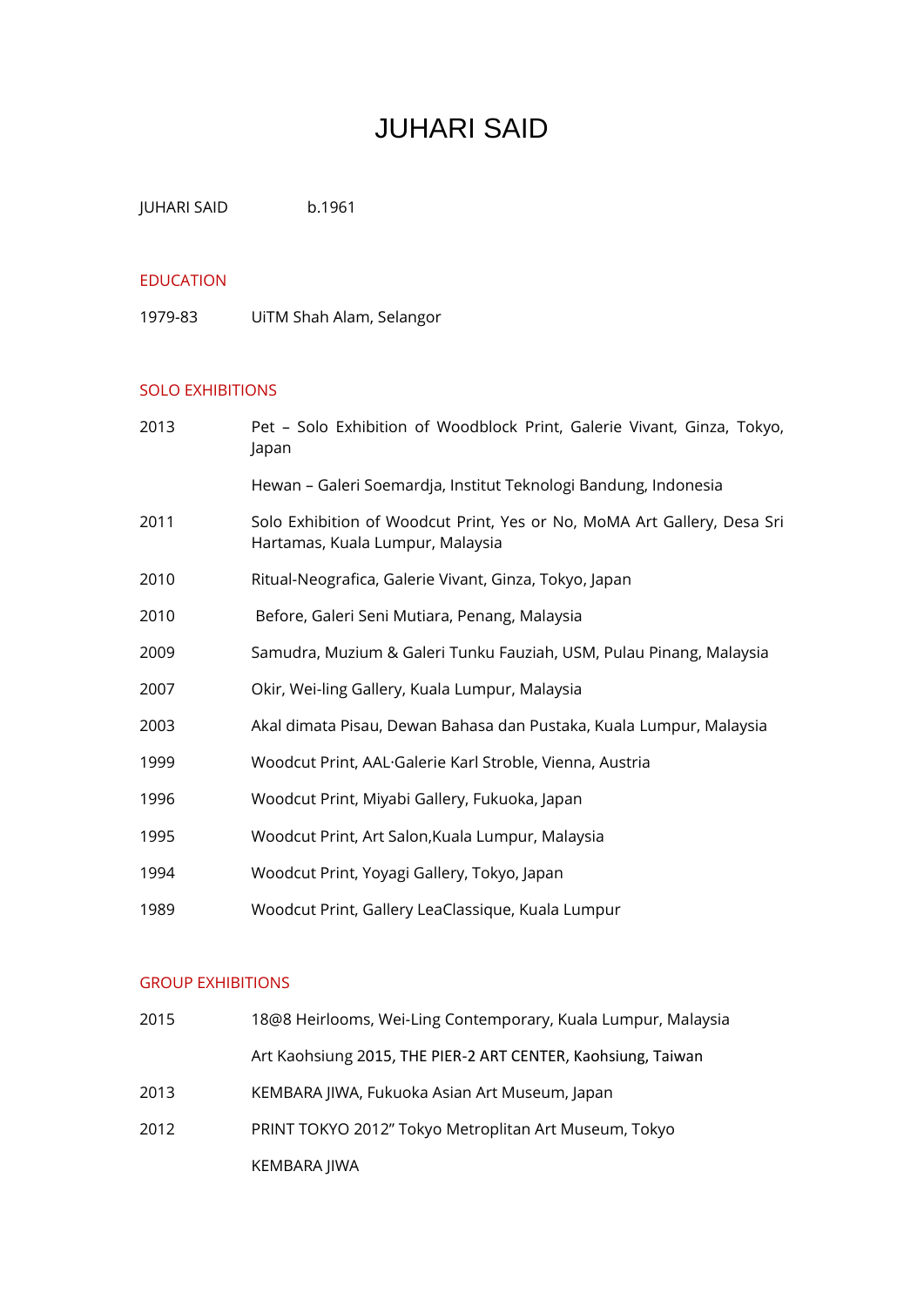# JUHARI SAID

JUHARI SAID b.1961

## EDUCATION

1979-83 UiTM Shah Alam, Selangor

## SOLO EXHIBITIONS

| | |
|---|---|
| 2013 | Pet – Solo Exhibition of Woodblock Print, Galerie Vivant, Ginza, Tokyo, Japan |
| | Hewan – Galeri Soemardja, Institut Teknologi Bandung, Indonesia |
| 2011 | Solo Exhibition of Woodcut Print, Yes or No, MoMA Art Gallery, Desa Sri Hartamas, Kuala Lumpur, Malaysia |
| 2010 | Ritual-Neografica, Galerie Vivant, Ginza, Tokyo, Japan |
| 2010 | Before, Galeri Seni Mutiara, Penang, Malaysia |
| 2009 | Samudra, Muzium & Galeri Tunku Fauziah, USM, Pulau Pinang, Malaysia |
| 2007 | Okir, Wei-ling Gallery, Kuala Lumpur, Malaysia |
| 2003 | Akal dimata Pisau, Dewan Bahasa dan Pustaka, Kuala Lumpur, Malaysia |
| 1999 | Woodcut Print, AAL·Galerie Karl Stroble, Vienna, Austria |
| 1996 | Woodcut Print, Miyabi Gallery, Fukuoka, Japan |
| 1995 | Woodcut Print, Art Salon,Kuala Lumpur, Malaysia |
| 1994 | Woodcut Print, Yoyagi Gallery, Tokyo, Japan |
| 1989 | Woodcut Print, Gallery LeaClassique, Kuala Lumpur |

## GROUP EXHIBITIONS

| | |
|---|---|
| 2015 | 18@8 Heirlooms, Wei-Ling Contemporary, Kuala Lumpur, Malaysia |
| | Art Kaohsiung 2015, THE PIER-2 ART CENTER, Kaohsiung, Taiwan |
| 2013 | KEMBARA JIWA, Fukuoka Asian Art Museum, Japan |
| 2012 | PRINT TOKYO 2012" Tokyo Metroplitan Art Museum, Tokyo |
| | KEMBARA JIWA |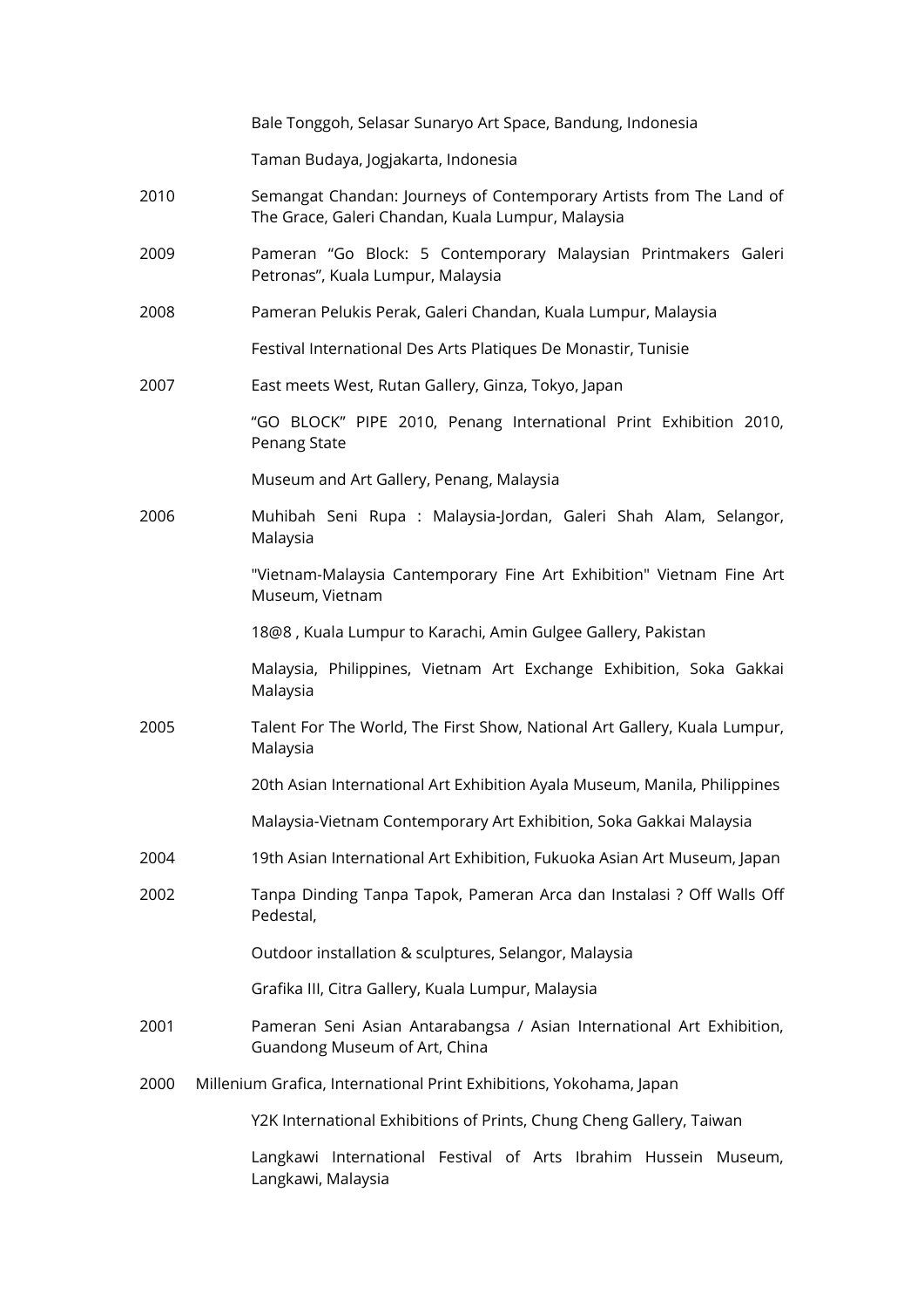Bale Tonggoh, Selasar Sunaryo Art Space, Bandung, Indonesia

Taman Budaya, Jogjakarta, Indonesia

2010 Semangat Chandan: Journeys of Contemporary Artists from The Land of The Grace, Galeri Chandan, Kuala Lumpur, Malaysia

2009 Pameran "Go Block: 5 Contemporary Malaysian Printmakers Galeri Petronas", Kuala Lumpur, Malaysia

2008 Pameran Pelukis Perak, Galeri Chandan, Kuala Lumpur, Malaysia

Festival International Des Arts Platiques De Monastir, Tunisie

2007 East meets West, Rutan Gallery, Ginza, Tokyo, Japan

"GO BLOCK" PIPE 2010, Penang International Print Exhibition 2010, Penang State

Museum and Art Gallery, Penang, Malaysia

2006 Muhibah Seni Rupa : Malaysia-Jordan, Galeri Shah Alam, Selangor, Malaysia

"Vietnam-Malaysia Cantemporary Fine Art Exhibition" Vietnam Fine Art Museum, Vietnam

18@8 , Kuala Lumpur to Karachi, Amin Gulgee Gallery, Pakistan

Malaysia, Philippines, Vietnam Art Exchange Exhibition, Soka Gakkai Malaysia

2005 Talent For The World, The First Show, National Art Gallery, Kuala Lumpur, Malaysia

20th Asian International Art Exhibition Ayala Museum, Manila, Philippines

Malaysia-Vietnam Contemporary Art Exhibition, Soka Gakkai Malaysia

2004 19th Asian International Art Exhibition, Fukuoka Asian Art Museum, Japan

2002 Tanpa Dinding Tanpa Tapok, Pameran Arca dan Instalasi ? Off Walls Off Pedestal,

Outdoor installation & sculptures, Selangor, Malaysia

Grafika III, Citra Gallery, Kuala Lumpur, Malaysia

2001 Pameran Seni Asian Antarabangsa / Asian International Art Exhibition, Guandong Museum of Art, China

2000 Millenium Grafica, International Print Exhibitions, Yokohama, Japan

Y2K International Exhibitions of Prints, Chung Cheng Gallery, Taiwan

Langkawi International Festival of Arts Ibrahim Hussein Museum, Langkawi, Malaysia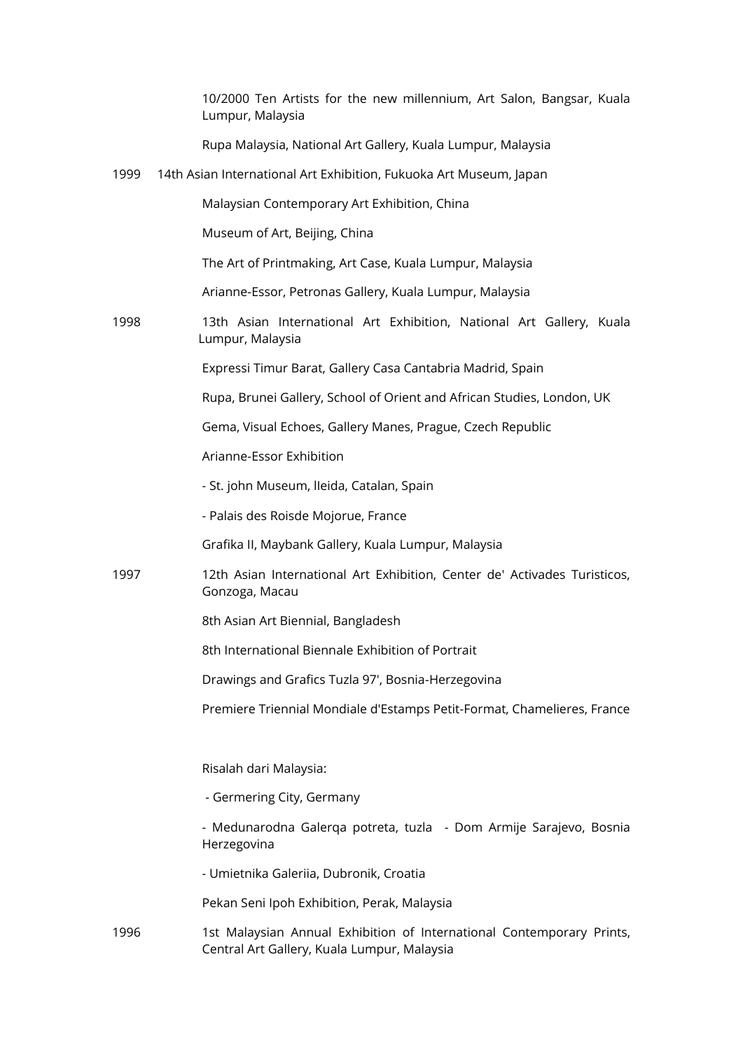10/2000 Ten Artists for the new millennium, Art Salon, Bangsar, Kuala Lumpur, Malaysia

Rupa Malaysia, National Art Gallery, Kuala Lumpur, Malaysia

1999 14th Asian International Art Exhibition, Fukuoka Art Museum, Japan

Malaysian Contemporary Art Exhibition, China

Museum of Art, Beijing, China

The Art of Printmaking, Art Case, Kuala Lumpur, Malaysia

Arianne-Essor, Petronas Gallery, Kuala Lumpur, Malaysia

1998 13th Asian International Art Exhibition, National Art Gallery, Kuala Lumpur, Malaysia

Expressi Timur Barat, Gallery Casa Cantabria Madrid, Spain

Rupa, Brunei Gallery, School of Orient and African Studies, London, UK

Gema, Visual Echoes, Gallery Manes, Prague, Czech Republic

Arianne-Essor Exhibition

- St. john Museum, lleida, Catalan, Spain

- Palais des Roisde Mojorue, France

Grafika II, Maybank Gallery, Kuala Lumpur, Malaysia

1997 12th Asian International Art Exhibition, Center de' Activades Turisticos, Gonzoga, Macau

8th Asian Art Biennial, Bangladesh

8th International Biennale Exhibition of Portrait

Drawings and Grafics Tuzla 97', Bosnia-Herzegovina

Premiere Triennial Mondiale d'Estamps Petit-Format, Chamelieres, France

Risalah dari Malaysia:

- Germering City, Germany

- Medunarodna Galerqa potreta, tuzla - Dom Armije Sarajevo, Bosnia Herzegovina

- Umietnika Galeriia, Dubronik, Croatia

Pekan Seni Ipoh Exhibition, Perak, Malaysia

1996 1st Malaysian Annual Exhibition of International Contemporary Prints, Central Art Gallery, Kuala Lumpur, Malaysia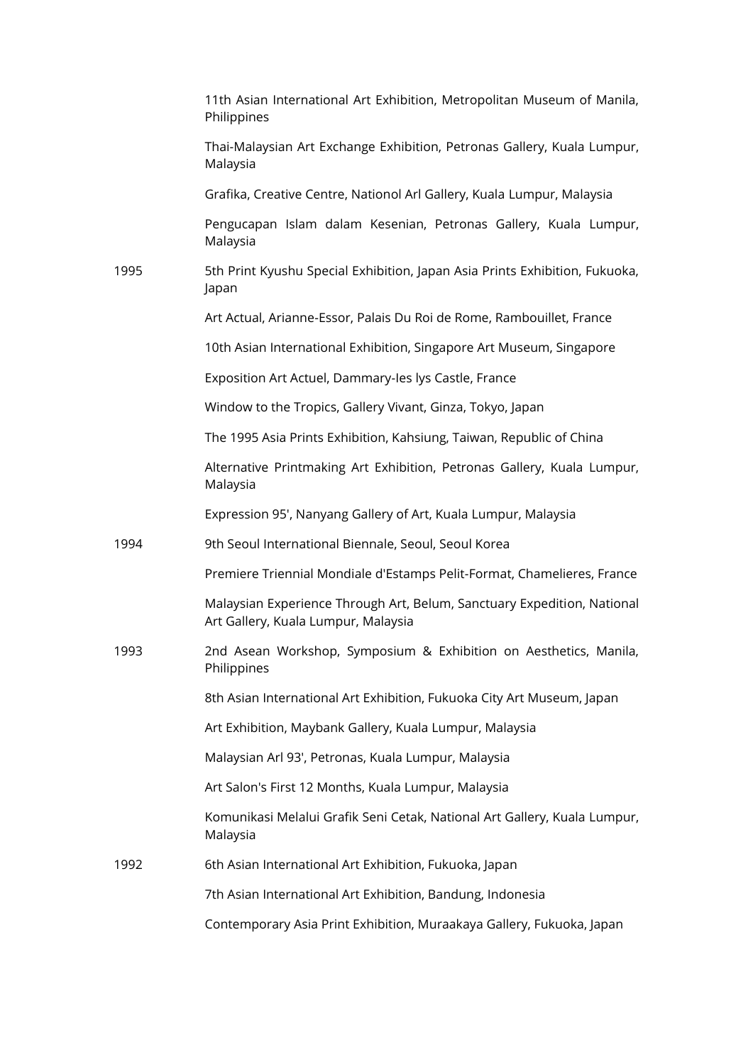| | |
|---|---|
| | 11th Asian International Art Exhibition, Metropolitan Museum of Manila, Philippines |
| | Thai-Malaysian Art Exchange Exhibition, Petronas Gallery, Kuala Lumpur, Malaysia |
| | Grafika, Creative Centre, Nationol Arl Gallery, Kuala Lumpur, Malaysia |
| | Pengucapan Islam dalam Kesenian, Petronas Gallery, Kuala Lumpur, Malaysia |
| 1995 | 5th Print Kyushu Special Exhibition, Japan Asia Prints Exhibition, Fukuoka, Japan |
| | Art Actual, Arianne-Essor, Palais Du Roi de Rome, Rambouillet, France |
| | 10th Asian International Exhibition, Singapore Art Museum, Singapore |
| | Exposition Art Actuel, Dammary-Ies lys Castle, France |
| | Window to the Tropics, Gallery Vivant, Ginza, Tokyo, Japan |
| | The 1995 Asia Prints Exhibition, Kahsiung, Taiwan, Republic of China |
| | Alternative Printmaking Art Exhibition, Petronas Gallery, Kuala Lumpur, Malaysia |
| | Expression 95', Nanyang Gallery of Art, Kuala Lumpur, Malaysia |
| 1994 | 9th Seoul International Biennale, Seoul, Seoul Korea |
| | Premiere Triennial Mondiale d'Estamps Pelit-Format, Chamelieres, France |
| | Malaysian Experience Through Art, Belum, Sanctuary Expedition, National Art Gallery, Kuala Lumpur, Malaysia |
| 1993 | 2nd Asean Workshop, Symposium & Exhibition on Aesthetics, Manila, Philippines |
| | 8th Asian International Art Exhibition, Fukuoka City Art Museum, Japan |
| | Art Exhibition, Maybank Gallery, Kuala Lumpur, Malaysia |
| | Malaysian Arl 93', Petronas, Kuala Lumpur, Malaysia |
| | Art Salon's First 12 Months, Kuala Lumpur, Malaysia |
| | Komunikasi Melalui Grafik Seni Cetak, National Art Gallery, Kuala Lumpur, Malaysia |
| 1992 | 6th Asian International Art Exhibition, Fukuoka, Japan |
| | 7th Asian International Art Exhibition, Bandung, Indonesia |
| | Contemporary Asia Print Exhibition, Muraakaya Gallery, Fukuoka, Japan |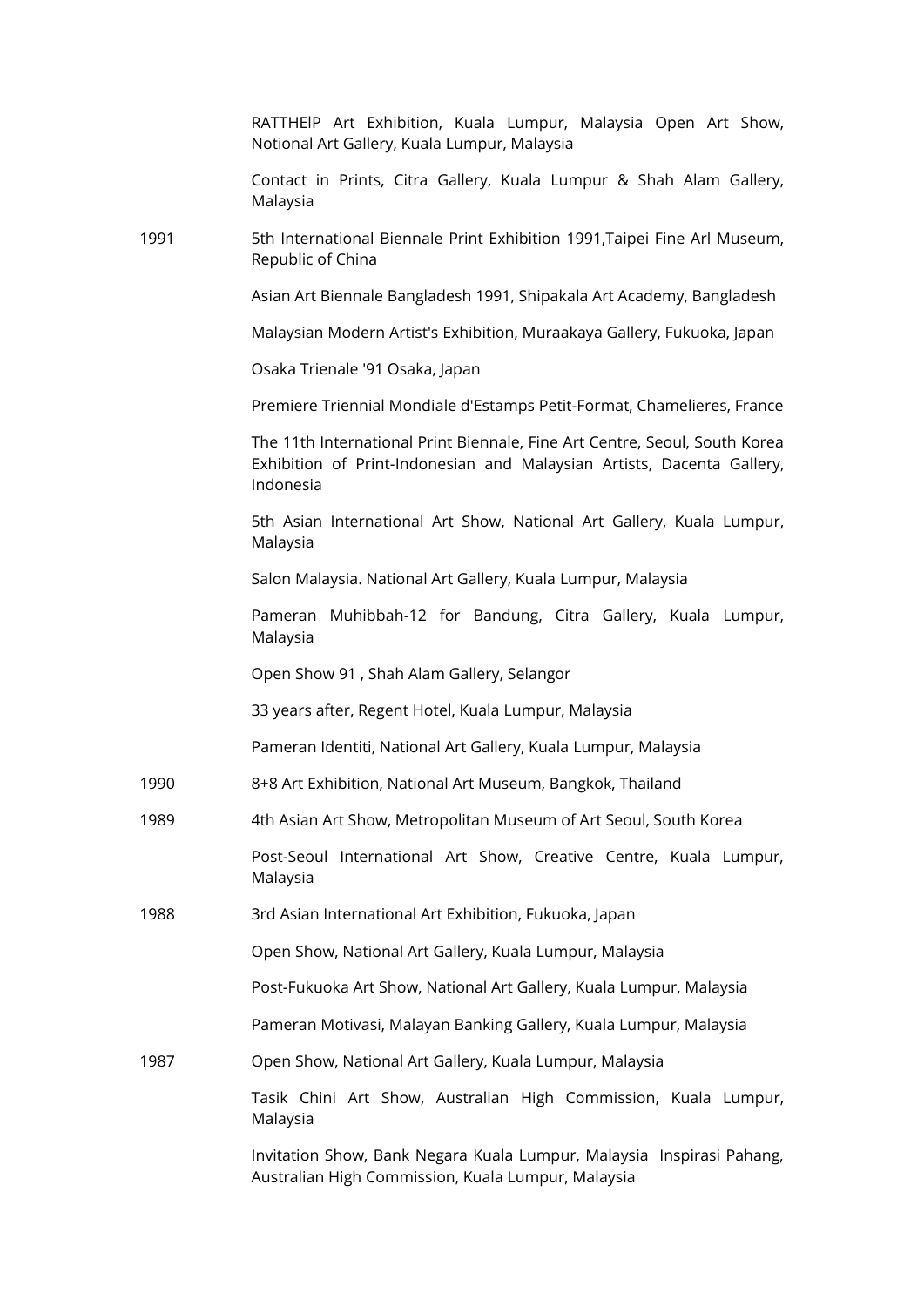RATTHEIP Art Exhibition, Kuala Lumpur, Malaysia Open Art Show, Notional Art Gallery, Kuala Lumpur, Malaysia

Contact in Prints, Citra Gallery, Kuala Lumpur & Shah Alam Gallery, Malaysia

1991 5th International Biennale Print Exhibition 1991,Taipei Fine Arl Museum, Republic of China

Asian Art Biennale Bangladesh 1991, Shipakala Art Academy, Bangladesh

Malaysian Modern Artist's Exhibition, Muraakaya Gallery, Fukuoka, Japan

Osaka Trienale '91 Osaka, Japan

Premiere Triennial Mondiale d'Estamps Petit-Format, Chamelieres, France

The 11th International Print Biennale, Fine Art Centre, Seoul, South Korea Exhibition of Print-Indonesian and Malaysian Artists, Dacenta Gallery, Indonesia

5th Asian International Art Show, National Art Gallery, Kuala Lumpur, Malaysia

Salon Malaysia. National Art Gallery, Kuala Lumpur, Malaysia

Pameran Muhibbah-12 for Bandung, Citra Gallery, Kuala Lumpur, Malaysia

Open Show 91 , Shah Alam Gallery, Selangor

33 years after, Regent Hotel, Kuala Lumpur, Malaysia

Pameran Identiti, National Art Gallery, Kuala Lumpur, Malaysia

1990 8+8 Art Exhibition, National Art Museum, Bangkok, Thailand

1989 4th Asian Art Show, Metropolitan Museum of Art Seoul, South Korea

Post-Seoul International Art Show, Creative Centre, Kuala Lumpur, Malaysia

1988 3rd Asian International Art Exhibition, Fukuoka, Japan

Open Show, National Art Gallery, Kuala Lumpur, Malaysia

Post-Fukuoka Art Show, National Art Gallery, Kuala Lumpur, Malaysia

Pameran Motivasi, Malayan Banking Gallery, Kuala Lumpur, Malaysia

1987 Open Show, National Art Gallery, Kuala Lumpur, Malaysia

Tasik Chini Art Show, Australian High Commission, Kuala Lumpur, Malaysia

Invitation Show, Bank Negara Kuala Lumpur, Malaysia Inspirasi Pahang, Australian High Commission, Kuala Lumpur, Malaysia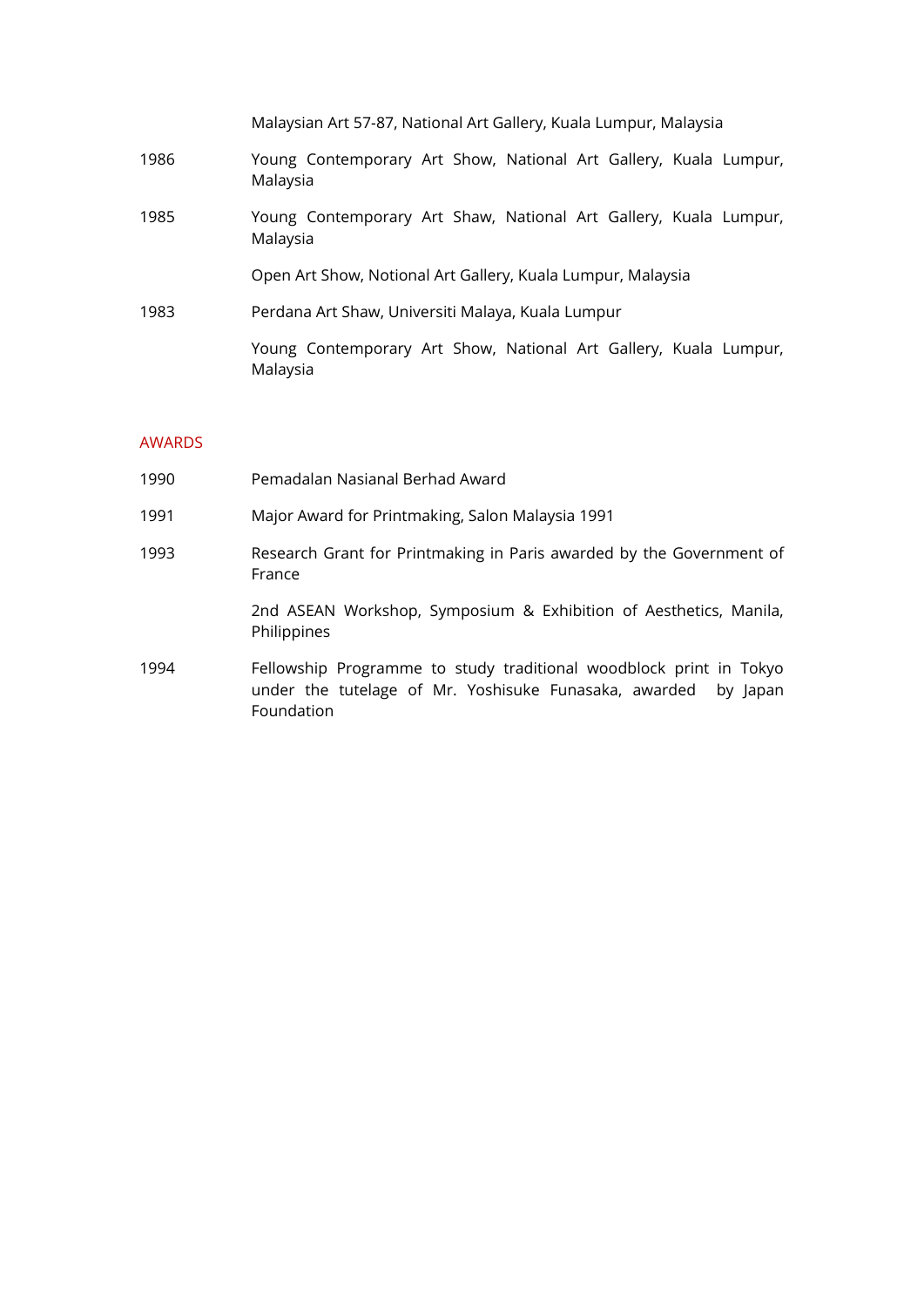| | |
|---|---|
| | Malaysian Art 57-87, National Art Gallery, Kuala Lumpur, Malaysia |
| 1986 | Young Contemporary Art Show, National Art Gallery, Kuala Lumpur, Malaysia |
| 1985 | Young Contemporary Art Shaw, National Art Gallery, Kuala Lumpur, Malaysia |
| | Open Art Show, Notional Art Gallery, Kuala Lumpur, Malaysia |
| 1983 | Perdana Art Shaw, Universiti Malaya, Kuala Lumpur |
| | Young Contemporary Art Show, National Art Gallery, Kuala Lumpur, Malaysia |

## AWARDS

| | |
|---|---|
| 1990 | Pemadalan Nasianal Berhad Award |
| 1991 | Major Award for Printmaking, Salon Malaysia 1991 |
| 1993 | Research Grant for Printmaking in Paris awarded by the Government of France |
| | 2nd ASEAN Workshop, Symposium & Exhibition of Aesthetics, Manila, Philippines |
| 1994 | Fellowship Programme to study traditional woodblock print in Tokyo under the tutelage of Mr. Yoshisuke Funasaka, awarded by Japan Foundation |